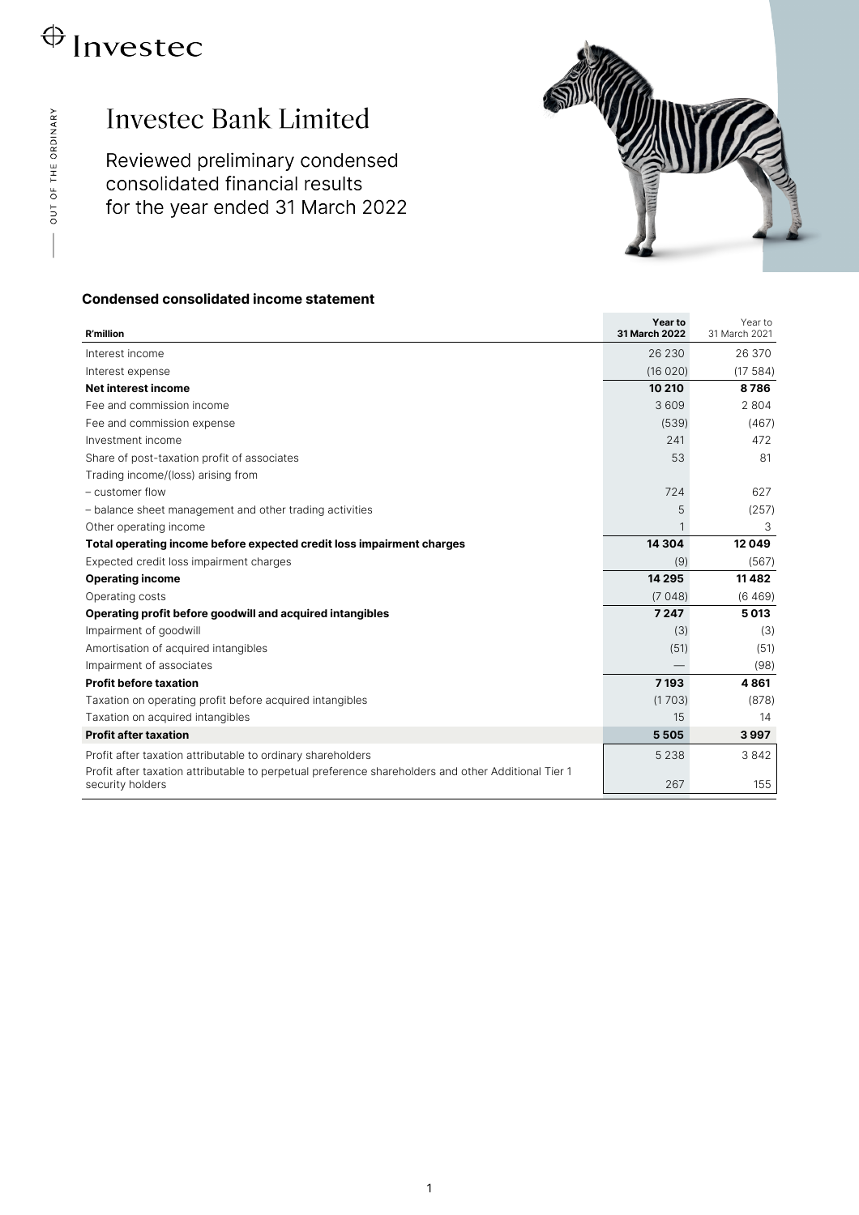# Investec Bank Limited

Reviewed preliminary condensed consolidated financial results for the year ended 31 March 2022

### Condensed consolidated income statement

| R'million | Year to 31 March 2022 | Year to 31 March 2021 |
|---|---|---|
| Interest income | 26 230 | 26 370 |
| Interest expense | (16 020) | (17 584) |
| **Net interest income** | **10 210** | **8 786** |
| Fee and commission income | 3 609 | 2 804 |
| Fee and commission expense | (539) | (467) |
| Investment income | 241 | 472 |
| Share of post-taxation profit of associates | 53 | 81 |
| Trading income/(loss) arising from | | |
| – customer flow | 724 | 627 |
| – balance sheet management and other trading activities | 5 | (257) |
| Other operating income | 1 | 3 |
| **Total operating income before expected credit loss impairment charges** | **14 304** | **12 049** |
| Expected credit loss impairment charges | (9) | (567) |
| **Operating income** | **14 295** | **11 482** |
| Operating costs | (7 048) | (6 469) |
| **Operating profit before goodwill and acquired intangibles** | **7 247** | **5 013** |
| Impairment of goodwill | (3) | (3) |
| Amortisation of acquired intangibles | (51) | (51) |
| Impairment of associates | — | (98) |
| **Profit before taxation** | **7 193** | **4 861** |
| Taxation on operating profit before acquired intangibles | (1 703) | (878) |
| Taxation on acquired intangibles | 15 | 14 |
| **Profit after taxation** | **5 505** | **3 997** |
| Profit after taxation attributable to ordinary shareholders | 5 238 | 3 842 |
| Profit after taxation attributable to perpetual preference shareholders and other Additional Tier 1 security holders | 267 | 155 |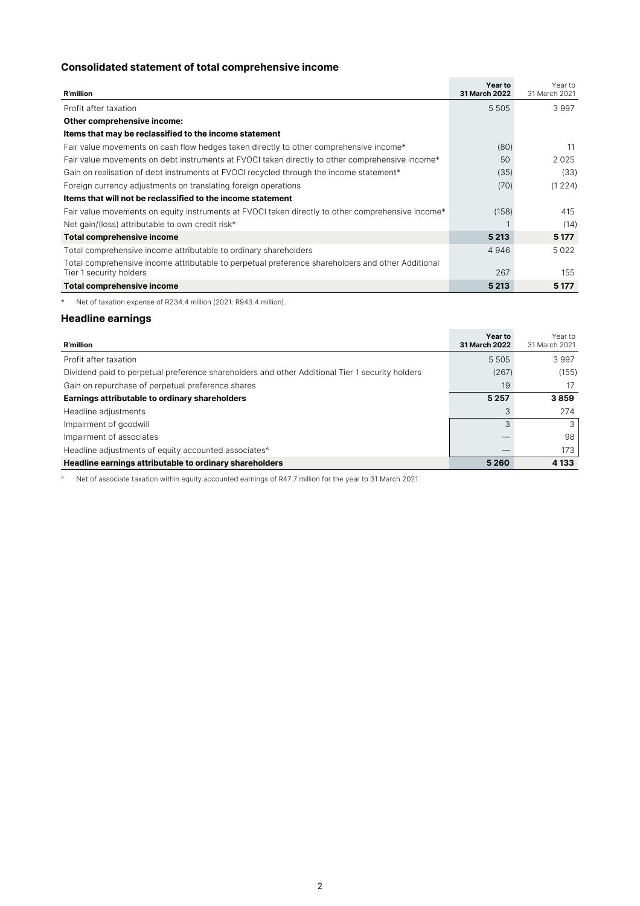## Consolidated statement of total comprehensive income

| R'million | Year to 31 March 2022 | Year to 31 March 2021 |
|---|---|---|
| Profit after taxation | 5 505 | 3 997 |
| **Other comprehensive income:** | | |
| **Items that may be reclassified to the income statement** | | |
| Fair value movements on cash flow hedges taken directly to other comprehensive income* | (80) | 11 |
| Fair value movements on debt instruments at FVOCI taken directly to other comprehensive income* | 50 | 2 025 |
| Gain on realisation of debt instruments at FVOCI recycled through the income statement* | (35) | (33) |
| Foreign currency adjustments on translating foreign operations | (70) | (1 224) |
| **Items that will not be reclassified to the income statement** | | |
| Fair value movements on equity instruments at FVOCI taken directly to other comprehensive income* | (158) | 415 |
| Net gain/(loss) attributable to own credit risk* | 1 | (14) |
| **Total comprehensive income** | **5 213** | **5 177** |
| Total comprehensive income attributable to ordinary shareholders | 4 946 | 5 022 |
| Total comprehensive income attributable to perpetual preference shareholders and other Additional Tier 1 security holders | 267 | 155 |
| **Total comprehensive income** | **5 213** | **5 177** |

\* Net of taxation expense of R234.4 million (2021: R943.4 million).

## Headline earnings

| R'million | Year to 31 March 2022 | Year to 31 March 2021 |
|---|---|---|
| Profit after taxation | 5 505 | 3 997 |
| Dividend paid to perpetual preference shareholders and other Additional Tier 1 security holders | (267) | (155) |
| Gain on repurchase of perpetual preference shares | 19 | 17 |
| **Earnings attributable to ordinary shareholders** | **5 257** | **3 859** |
| Headline adjustments | 3 | 274 |
| Impairment of goodwill | 3 | 3 |
| Impairment of associates | — | 98 |
| Headline adjustments of equity accounted associates^ | — | 173 |
| **Headline earnings attributable to ordinary shareholders** | **5 260** | **4 133** |

^ Net of associate taxation within equity accounted earnings of R47.7 million for the year to 31 March 2021.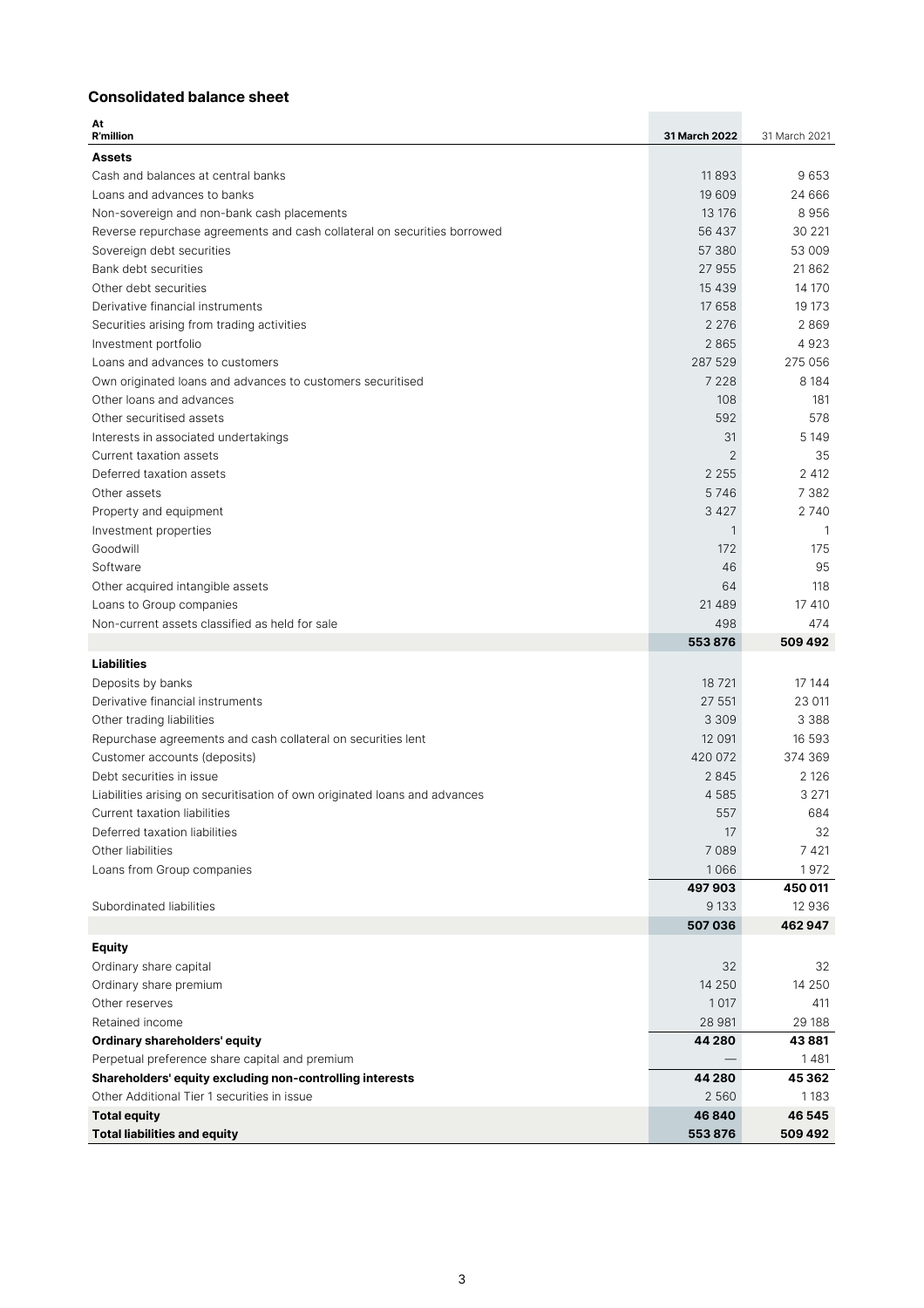### Consolidated balance sheet

| At<br>R'million | 31 March 2022 | 31 March 2021 |
|---|---|---|
| **Assets** | | |
| Cash and balances at central banks | 11 893 | 9 653 |
| Loans and advances to banks | 19 609 | 24 666 |
| Non-sovereign and non-bank cash placements | 13 176 | 8 956 |
| Reverse repurchase agreements and cash collateral on securities borrowed | 56 437 | 30 221 |
| Sovereign debt securities | 57 380 | 53 009 |
| Bank debt securities | 27 955 | 21 862 |
| Other debt securities | 15 439 | 14 170 |
| Derivative financial instruments | 17 658 | 19 173 |
| Securities arising from trading activities | 2 276 | 2 869 |
| Investment portfolio | 2 865 | 4 923 |
| Loans and advances to customers | 287 529 | 275 056 |
| Own originated loans and advances to customers securitised | 7 228 | 8 184 |
| Other loans and advances | 108 | 181 |
| Other securitised assets | 592 | 578 |
| Interests in associated undertakings | 31 | 5 149 |
| Current taxation assets | 2 | 35 |
| Deferred taxation assets | 2 255 | 2 412 |
| Other assets | 5 746 | 7 382 |
| Property and equipment | 3 427 | 2 740 |
| Investment properties | 1 | 1 |
| Goodwill | 172 | 175 |
| Software | 46 | 95 |
| Other acquired intangible assets | 64 | 118 |
| Loans to Group companies | 21 489 | 17 410 |
| Non-current assets classified as held for sale | 498 | 474 |
| | **553 876** | **509 492** |
| **Liabilities** | | |
| Deposits by banks | 18 721 | 17 144 |
| Derivative financial instruments | 27 551 | 23 011 |
| Other trading liabilities | 3 309 | 3 388 |
| Repurchase agreements and cash collateral on securities lent | 12 091 | 16 593 |
| Customer accounts (deposits) | 420 072 | 374 369 |
| Debt securities in issue | 2 845 | 2 126 |
| Liabilities arising on securitisation of own originated loans and advances | 4 585 | 3 271 |
| Current taxation liabilities | 557 | 684 |
| Deferred taxation liabilities | 17 | 32 |
| Other liabilities | 7 089 | 7 421 |
| Loans from Group companies | 1 066 | 1 972 |
| | **497 903** | **450 011** |
| Subordinated liabilities | 9 133 | 12 936 |
| | **507 036** | **462 947** |
| **Equity** | | |
| Ordinary share capital | 32 | 32 |
| Ordinary share premium | 14 250 | 14 250 |
| Other reserves | 1 017 | 411 |
| Retained income | 28 981 | 29 188 |
| **Ordinary shareholders' equity** | **44 280** | **43 881** |
| Perpetual preference share capital and premium | — | 1 481 |
| **Shareholders' equity excluding non-controlling interests** | **44 280** | **45 362** |
| Other Additional Tier 1 securities in issue | 2 560 | 1 183 |
| **Total equity** | **46 840** | **46 545** |
| **Total liabilities and equity** | **553 876** | **509 492** |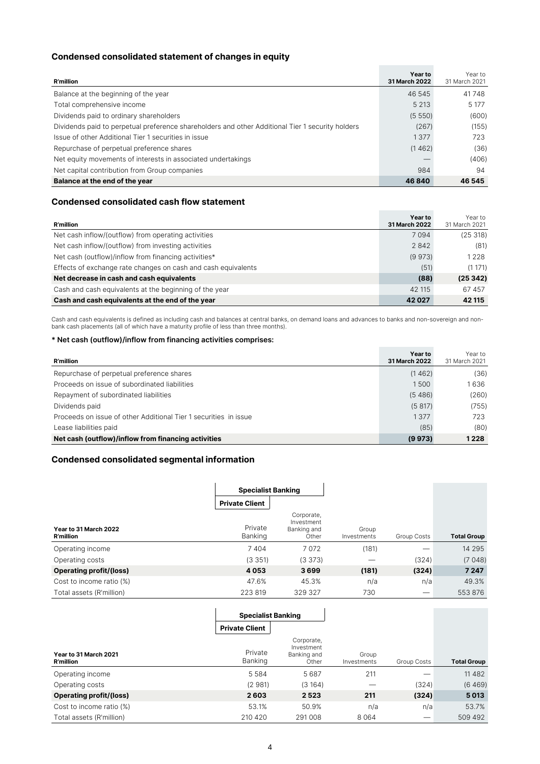### Condensed consolidated statement of changes in equity

| R'million | Year to 31 March 2022 | Year to 31 March 2021 |
|---|---|---|
| Balance at the beginning of the year | 46 545 | 41 748 |
| Total comprehensive income | 5 213 | 5 177 |
| Dividends paid to ordinary shareholders | (5 550) | (600) |
| Dividends paid to perpetual preference shareholders and other Additional Tier 1 security holders | (267) | (155) |
| Issue of other Additional Tier 1 securities in issue | 1 377 | 723 |
| Repurchase of perpetual preference shares | (1 462) | (36) |
| Net equity movements of interests in associated undertakings | — | (406) |
| Net capital contribution from Group companies | 984 | 94 |
| **Balance at the end of the year** | **46 840** | **46 545** |

### Condensed consolidated cash flow statement

| R'million | Year to 31 March 2022 | Year to 31 March 2021 |
|---|---|---|
| Net cash inflow/(outflow) from operating activities | 7 094 | (25 318) |
| Net cash inflow/(outflow) from investing activities | 2 842 | (81) |
| Net cash (outflow)/inflow from financing activities* | (9 973) | 1 228 |
| Effects of exchange rate changes on cash and cash equivalents | (51) | (1 171) |
| **Net decrease in cash and cash equivalents** | **(88)** | **(25 342)** |
| Cash and cash equivalents at the beginning of the year | 42 115 | 67 457 |
| **Cash and cash equivalents at the end of the year** | **42 027** | **42 115** |

Cash and cash equivalents is defined as including cash and balances at central banks, on demand loans and advances to banks and non-sovereign and non-bank cash placements (all of which have a maturity profile of less than three months).

**\* Net cash (outflow)/inflow from financing activities comprises:**

| R'million | Year to 31 March 2022 | Year to 31 March 2021 |
|---|---|---|
| Repurchase of perpetual preference shares | (1 462) | (36) |
| Proceeds on issue of subordinated liabilities | 1 500 | 1 636 |
| Repayment of subordinated liabilities | (5 486) | (260) |
| Dividends paid | (5 817) | (755) |
| Proceeds on issue of other Additional Tier 1 securities in issue | 1 377 | 723 |
| Lease liabilities paid | (85) | (80) |
| **Net cash (outflow)/inflow from financing activities** | **(9 973)** | **1 228** |

### Condensed consolidated segmental information

| | Specialist Banking | | | | |
|---|---|---|---|---|---|
| | Private Client | | | | |
| **Year to 31 March 2022 R'million** | Private Banking | Corporate, Investment Banking and Other | Group Investments | Group Costs | **Total Group** |
| Operating income | 7 404 | 7 072 | (181) | — | 14 295 |
| Operating costs | (3 351) | (3 373) | — | (324) | (7 048) |
| **Operating profit/(loss)** | **4 053** | **3 699** | **(181)** | **(324)** | **7 247** |
| Cost to income ratio (%) | 47.6% | 45.3% | n/a | n/a | 49.3% |
| Total assets (R'million) | 223 819 | 329 327 | 730 | — | 553 876 |

| | Specialist Banking | | | | |
|---|---|---|---|---|---|
| | Private Client | | | | |
| **Year to 31 March 2021 R'million** | Private Banking | Corporate, Investment Banking and Other | Group Investments | Group Costs | **Total Group** |
| Operating income | 5 584 | 5 687 | 211 | — | 11 482 |
| Operating costs | (2 981) | (3 164) | — | (324) | (6 469) |
| **Operating profit/(loss)** | **2 603** | **2 523** | **211** | **(324)** | **5 013** |
| Cost to income ratio (%) | 53.1% | 50.9% | n/a | n/a | 53.7% |
| Total assets (R'million) | 210 420 | 291 008 | 8 064 | — | 509 492 |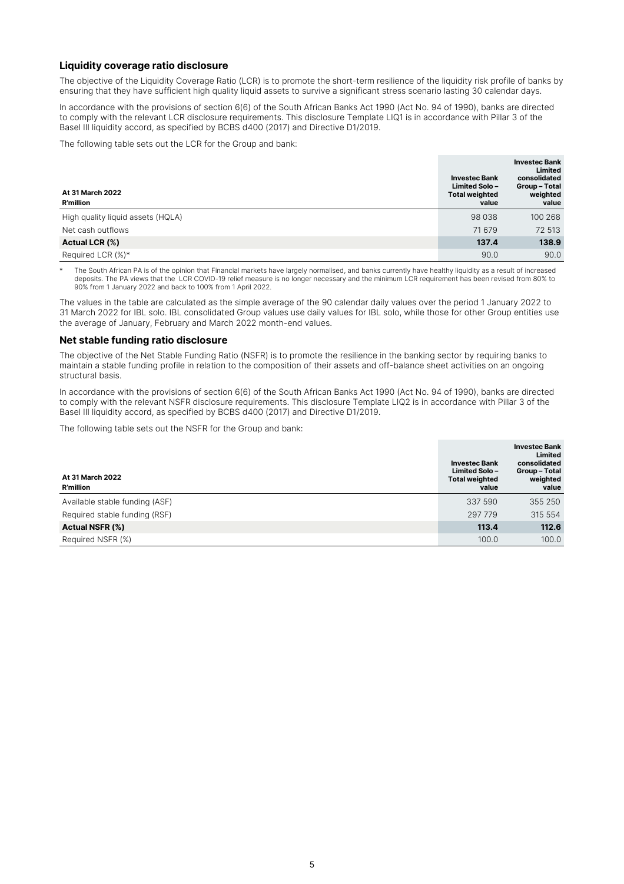## Liquidity coverage ratio disclosure

The objective of the Liquidity Coverage Ratio (LCR) is to promote the short-term resilience of the liquidity risk profile of banks by ensuring that they have sufficient high quality liquid assets to survive a significant stress scenario lasting 30 calendar days.

In accordance with the provisions of section 6(6) of the South African Banks Act 1990 (Act No. 94 of 1990), banks are directed to comply with the relevant LCR disclosure requirements. This disclosure Template LIQ1 is in accordance with Pillar 3 of the Basel III liquidity accord, as specified by BCBS d400 (2017) and Directive D1/2019.

The following table sets out the LCR for the Group and bank:

| At 31 March 2022<br>R'million | Investec Bank Limited Solo – Total weighted value | Investec Bank Limited consolidated Group – Total weighted value |
|---|---|---|
| High quality liquid assets (HQLA) | 98 038 | 100 268 |
| Net cash outflows | 71 679 | 72 513 |
| **Actual LCR (%)** | **137.4** | **138.9** |
| Required LCR (%)* | 90.0 | 90.0 |

\* The South African PA is of the opinion that Financial markets have largely normalised, and banks currently have healthy liquidity as a result of increased deposits. The PA views that the LCR COVID-19 relief measure is no longer necessary and the minimum LCR requirement has been revised from 80% to 90% from 1 January 2022 and back to 100% from 1 April 2022.

The values in the table are calculated as the simple average of the 90 calendar daily values over the period 1 January 2022 to 31 March 2022 for IBL solo. IBL consolidated Group values use daily values for IBL solo, while those for other Group entities use the average of January, February and March 2022 month-end values.

## Net stable funding ratio disclosure

The objective of the Net Stable Funding Ratio (NSFR) is to promote the resilience in the banking sector by requiring banks to maintain a stable funding profile in relation to the composition of their assets and off-balance sheet activities on an ongoing structural basis.

In accordance with the provisions of section 6(6) of the South African Banks Act 1990 (Act No. 94 of 1990), banks are directed to comply with the relevant NSFR disclosure requirements. This disclosure Template LIQ2 is in accordance with Pillar 3 of the Basel III liquidity accord, as specified by BCBS d400 (2017) and Directive D1/2019.

The following table sets out the NSFR for the Group and bank:

| At 31 March 2022<br>R'million | Investec Bank Limited Solo – Total weighted value | Investec Bank Limited consolidated Group – Total weighted value |
|---|---|---|
| Available stable funding (ASF) | 337 590 | 355 250 |
| Required stable funding (RSF) | 297 779 | 315 554 |
| **Actual NSFR (%)** | **113.4** | **112.6** |
| Required NSFR (%) | 100.0 | 100.0 |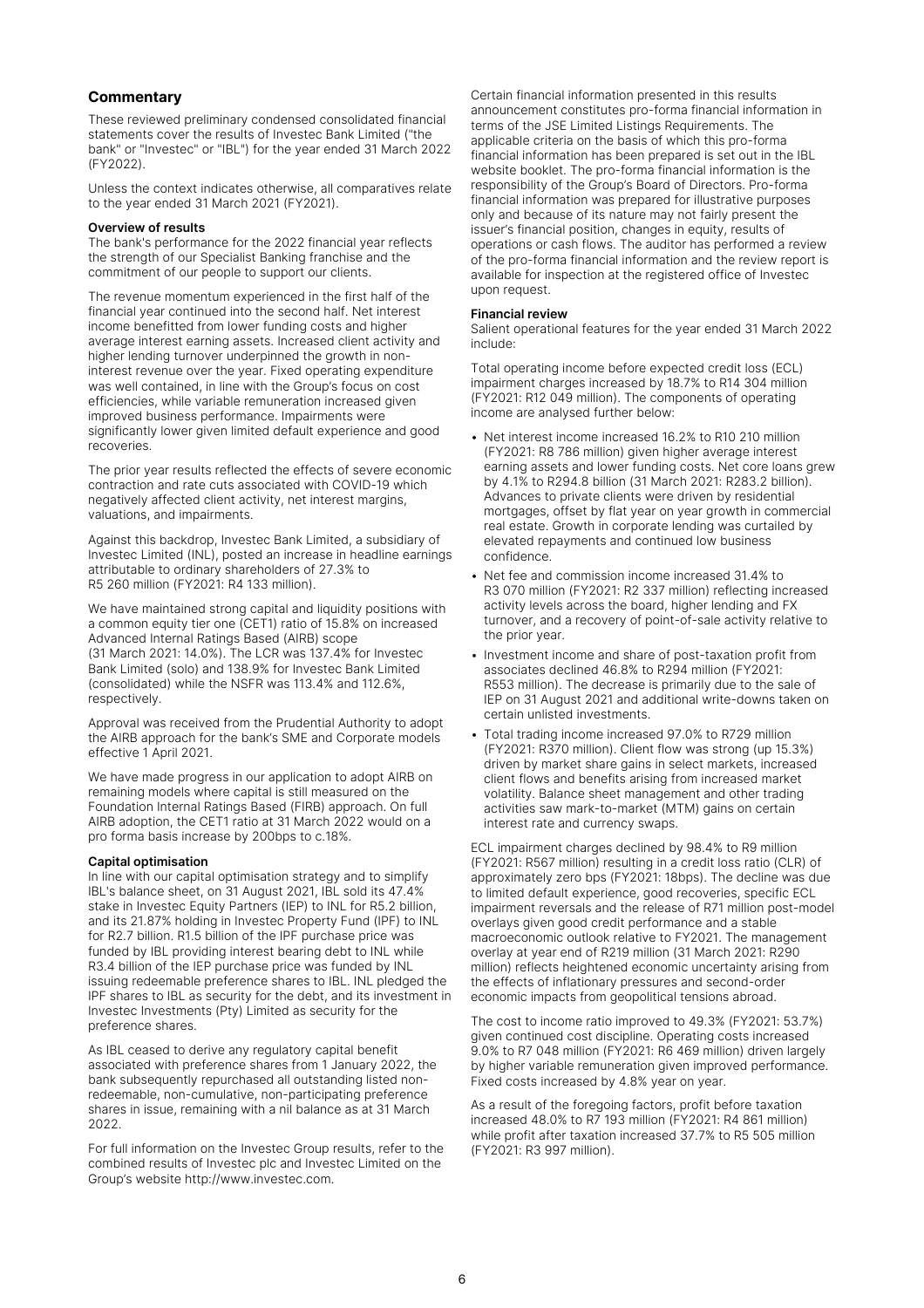## Commentary

These reviewed preliminary condensed consolidated financial statements cover the results of Investec Bank Limited ("the bank" or "Investec" or "IBL") for the year ended 31 March 2022 (FY2022).

Unless the context indicates otherwise, all comparatives relate to the year ended 31 March 2021 (FY2021).

### Overview of results

The bank's performance for the 2022 financial year reflects the strength of our Specialist Banking franchise and the commitment of our people to support our clients.

The revenue momentum experienced in the first half of the financial year continued into the second half. Net interest income benefitted from lower funding costs and higher average interest earning assets. Increased client activity and higher lending turnover underpinned the growth in non-interest revenue over the year. Fixed operating expenditure was well contained, in line with the Group's focus on cost efficiencies, while variable remuneration increased given improved business performance. Impairments were significantly lower given limited default experience and good recoveries.

The prior year results reflected the effects of severe economic contraction and rate cuts associated with COVID-19 which negatively affected client activity, net interest margins, valuations, and impairments.

Against this backdrop, Investec Bank Limited, a subsidiary of Investec Limited (INL), posted an increase in headline earnings attributable to ordinary shareholders of 27.3% to R5 260 million (FY2021: R4 133 million).

We have maintained strong capital and liquidity positions with a common equity tier one (CET1) ratio of 15.8% on increased Advanced Internal Ratings Based (AIRB) scope (31 March 2021: 14.0%). The LCR was 137.4% for Investec Bank Limited (solo) and 138.9% for Investec Bank Limited (consolidated) while the NSFR was 113.4% and 112.6%, respectively.

Approval was received from the Prudential Authority to adopt the AIRB approach for the bank's SME and Corporate models effective 1 April 2021.

We have made progress in our application to adopt AIRB on remaining models where capital is still measured on the Foundation Internal Ratings Based (FIRB) approach. On full AIRB adoption, the CET1 ratio at 31 March 2022 would on a pro forma basis increase by 200bps to c.18%.

### Capital optimisation

In line with our capital optimisation strategy and to simplify IBL's balance sheet, on 31 August 2021, IBL sold its 47.4% stake in Investec Equity Partners (IEP) to INL for R5.2 billion, and its 21.87% holding in Investec Property Fund (IPF) to INL for R2.7 billion. R1.5 billion of the IPF purchase price was funded by IBL providing interest bearing debt to INL while R3.4 billion of the IEP purchase price was funded by INL issuing redeemable preference shares to IBL. INL pledged the IPF shares to IBL as security for the debt, and its investment in Investec Investments (Pty) Limited as security for the preference shares.

As IBL ceased to derive any regulatory capital benefit associated with preference shares from 1 January 2022, the bank subsequently repurchased all outstanding listed non-redeemable, non-cumulative, non-participating preference shares in issue, remaining with a nil balance as at 31 March 2022.

For full information on the Investec Group results, refer to the combined results of Investec plc and Investec Limited on the Group's website http://www.investec.com.

Certain financial information presented in this results announcement constitutes pro-forma financial information in terms of the JSE Limited Listings Requirements. The applicable criteria on the basis of which this pro-forma financial information has been prepared is set out in the IBL website booklet. The pro-forma financial information is the responsibility of the Group's Board of Directors. Pro-forma financial information was prepared for illustrative purposes only and because of its nature may not fairly present the issuer's financial position, changes in equity, results of operations or cash flows. The auditor has performed a review of the pro-forma financial information and the review report is available for inspection at the registered office of Investec upon request.

### Financial review

Salient operational features for the year ended 31 March 2022 include:

Total operating income before expected credit loss (ECL) impairment charges increased by 18.7% to R14 304 million (FY2021: R12 049 million). The components of operating income are analysed further below:

- Net interest income increased 16.2% to R10 210 million (FY2021: R8 786 million) given higher average interest earning assets and lower funding costs. Net core loans grew by 4.1% to R294.8 billion (31 March 2021: R283.2 billion). Advances to private clients were driven by residential mortgages, offset by flat year on year growth in commercial real estate. Growth in corporate lending was curtailed by elevated repayments and continued low business confidence.
- Net fee and commission income increased 31.4% to R3 070 million (FY2021: R2 337 million) reflecting increased activity levels across the board, higher lending and FX turnover, and a recovery of point-of-sale activity relative to the prior year.
- Investment income and share of post-taxation profit from associates declined 46.8% to R294 million (FY2021: R553 million). The decrease is primarily due to the sale of IEP on 31 August 2021 and additional write-downs taken on certain unlisted investments.
- Total trading income increased 97.0% to R729 million (FY2021: R370 million). Client flow was strong (up 15.3%) driven by market share gains in select markets, increased client flows and benefits arising from increased market volatility. Balance sheet management and other trading activities saw mark-to-market (MTM) gains on certain interest rate and currency swaps.

ECL impairment charges declined by 98.4% to R9 million (FY2021: R567 million) resulting in a credit loss ratio (CLR) of approximately zero bps (FY2021: 18bps). The decline was due to limited default experience, good recoveries, specific ECL impairment reversals and the release of R71 million post-model overlays given good credit performance and a stable macroeconomic outlook relative to FY2021. The management overlay at year end of R219 million (31 March 2021: R290 million) reflects heightened economic uncertainty arising from the effects of inflationary pressures and second-order economic impacts from geopolitical tensions abroad.

The cost to income ratio improved to 49.3% (FY2021: 53.7%) given continued cost discipline. Operating costs increased 9.0% to R7 048 million (FY2021: R6 469 million) driven largely by higher variable remuneration given improved performance. Fixed costs increased by 4.8% year on year.

As a result of the foregoing factors, profit before taxation increased 48.0% to R7 193 million (FY2021: R4 861 million) while profit after taxation increased 37.7% to R5 505 million (FY2021: R3 997 million).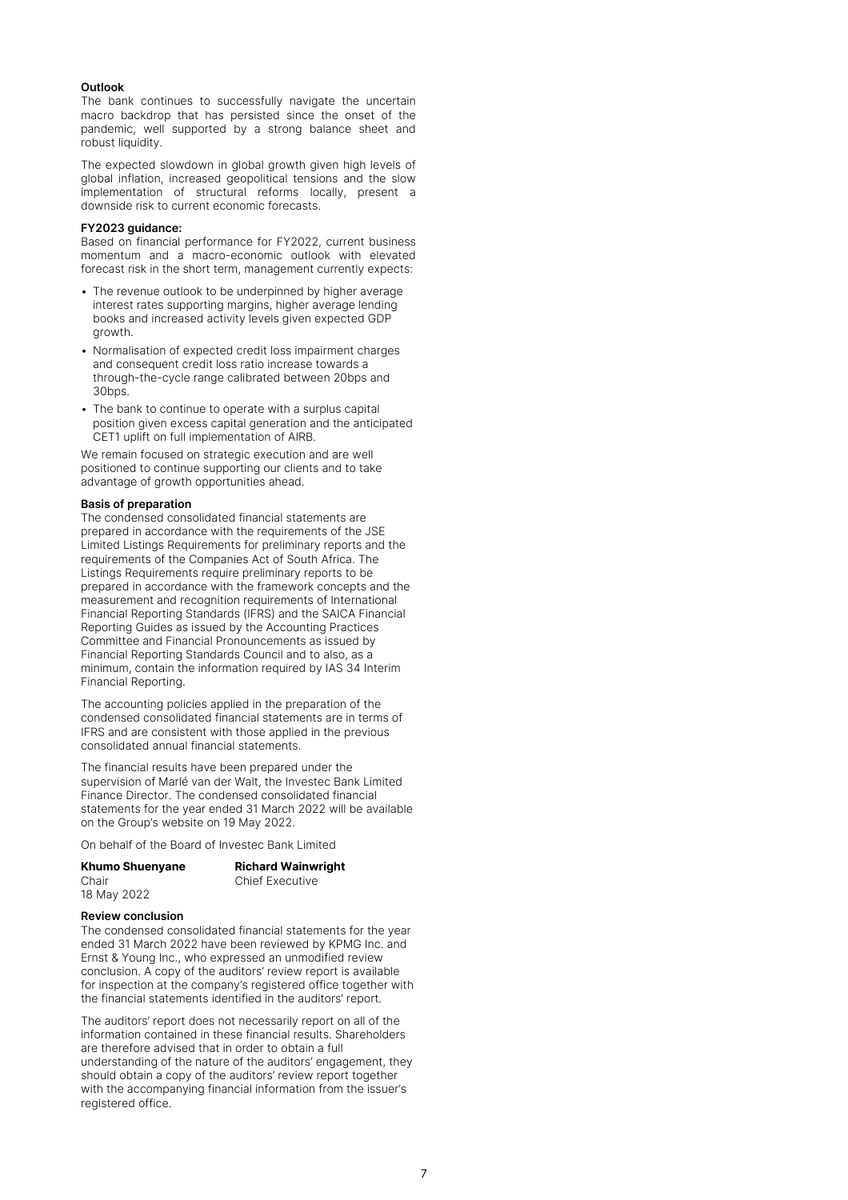**Outlook**

The bank continues to successfully navigate the uncertain macro backdrop that has persisted since the onset of the pandemic, well supported by a strong balance sheet and robust liquidity.

The expected slowdown in global growth given high levels of global inflation, increased geopolitical tensions and the slow implementation of structural reforms locally, present a downside risk to current economic forecasts.

**FY2023 guidance:**

Based on financial performance for FY2022, current business momentum and a macro-economic outlook with elevated forecast risk in the short term, management currently expects:

- The revenue outlook to be underpinned by higher average interest rates supporting margins, higher average lending books and increased activity levels given expected GDP growth.
- Normalisation of expected credit loss impairment charges and consequent credit loss ratio increase towards a through-the-cycle range calibrated between 20bps and 30bps.
- The bank to continue to operate with a surplus capital position given excess capital generation and the anticipated CET1 uplift on full implementation of AIRB.

We remain focused on strategic execution and are well positioned to continue supporting our clients and to take advantage of growth opportunities ahead.

**Basis of preparation**

The condensed consolidated financial statements are prepared in accordance with the requirements of the JSE Limited Listings Requirements for preliminary reports and the requirements of the Companies Act of South Africa. The Listings Requirements require preliminary reports to be prepared in accordance with the framework concepts and the measurement and recognition requirements of International Financial Reporting Standards (IFRS) and the SAICA Financial Reporting Guides as issued by the Accounting Practices Committee and Financial Pronouncements as issued by Financial Reporting Standards Council and to also, as a minimum, contain the information required by IAS 34 Interim Financial Reporting.

The accounting policies applied in the preparation of the condensed consolidated financial statements are in terms of IFRS and are consistent with those applied in the previous consolidated annual financial statements.

The financial results have been prepared under the supervision of Marlé van der Walt, the Investec Bank Limited Finance Director. The condensed consolidated financial statements for the year ended 31 March 2022 will be available on the Group's website on 19 May 2022.

On behalf of the Board of Investec Bank Limited

| **Khumo Shuenyane** | **Richard Wainwright** |
|---|---|
| Chair | Chief Executive |
| 18 May 2022 | |

**Review conclusion**

The condensed consolidated financial statements for the year ended 31 March 2022 have been reviewed by KPMG Inc. and Ernst & Young Inc., who expressed an unmodified review conclusion. A copy of the auditors' review report is available for inspection at the company's registered office together with the financial statements identified in the auditors' report.

The auditors' report does not necessarily report on all of the information contained in these financial results. Shareholders are therefore advised that in order to obtain a full understanding of the nature of the auditors' engagement, they should obtain a copy of the auditors' review report together with the accompanying financial information from the issuer's registered office.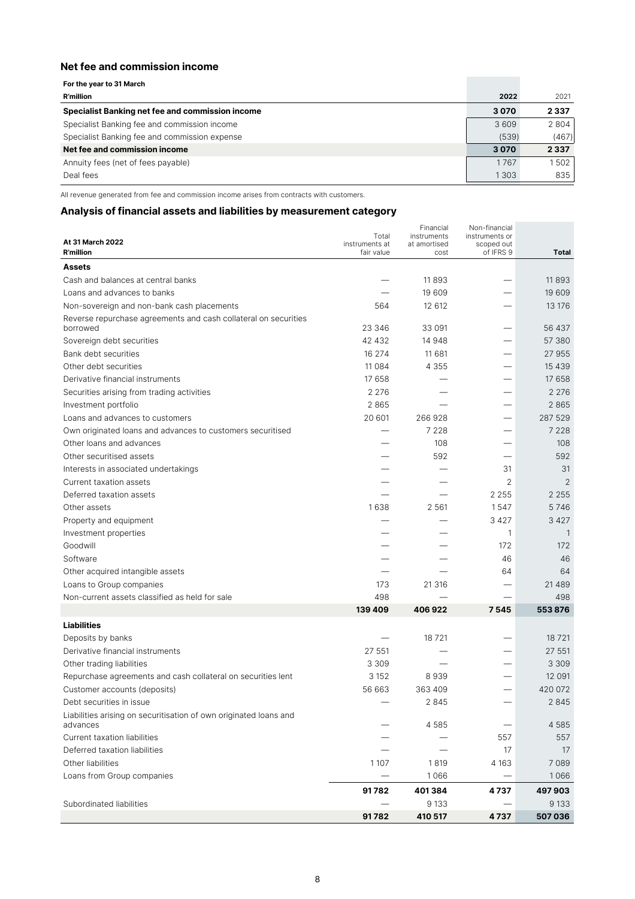## Net fee and commission income

| For the year to 31 March<br>R'million | 2022 | 2021 |
|---|---|---|
| **Specialist Banking net fee and commission income** | **3 070** | **2 337** |
| Specialist Banking fee and commission income | 3 609 | 2 804 |
| Specialist Banking fee and commission expense | (539) | (467) |
| **Net fee and commission income** | **3 070** | **2 337** |
| Annuity fees (net of fees payable) | 1 767 | 1 502 |
| Deal fees | 1 303 | 835 |

All revenue generated from fee and commission income arises from contracts with customers.

## Analysis of financial assets and liabilities by measurement category

| At 31 March 2022<br>R'million | Total instruments at fair value | Financial instruments at amortised cost | Non-financial instruments or scoped out of IFRS 9 | Total |
|---|---|---|---|---|
| **Assets** | | | | |
| Cash and balances at central banks | — | 11 893 | — | 11 893 |
| Loans and advances to banks | — | 19 609 | — | 19 609 |
| Non-sovereign and non-bank cash placements | 564 | 12 612 | — | 13 176 |
| Reverse repurchase agreements and cash collateral on securities borrowed | 23 346 | 33 091 | — | 56 437 |
| Sovereign debt securities | 42 432 | 14 948 | — | 57 380 |
| Bank debt securities | 16 274 | 11 681 | — | 27 955 |
| Other debt securities | 11 084 | 4 355 | — | 15 439 |
| Derivative financial instruments | 17 658 | — | — | 17 658 |
| Securities arising from trading activities | 2 276 | — | — | 2 276 |
| Investment portfolio | 2 865 | — | — | 2 865 |
| Loans and advances to customers | 20 601 | 266 928 | — | 287 529 |
| Own originated loans and advances to customers securitised | — | 7 228 | — | 7 228 |
| Other loans and advances | — | 108 | — | 108 |
| Other securitised assets | — | 592 | — | 592 |
| Interests in associated undertakings | — | — | 31 | 31 |
| Current taxation assets | — | — | 2 | 2 |
| Deferred taxation assets | — | — | 2 255 | 2 255 |
| Other assets | 1 638 | 2 561 | 1 547 | 5 746 |
| Property and equipment | — | — | 3 427 | 3 427 |
| Investment properties | — | — | 1 | 1 |
| Goodwill | — | — | 172 | 172 |
| Software | — | — | 46 | 46 |
| Other acquired intangible assets | — | — | 64 | 64 |
| Loans to Group companies | 173 | 21 316 | — | 21 489 |
| Non-current assets classified as held for sale | 498 | — | — | 498 |
| | **139 409** | **406 922** | **7 545** | **553 876** |
| **Liabilities** | | | | |
| Deposits by banks | — | 18 721 | — | 18 721 |
| Derivative financial instruments | 27 551 | — | — | 27 551 |
| Other trading liabilities | 3 309 | — | — | 3 309 |
| Repurchase agreements and cash collateral on securities lent | 3 152 | 8 939 | — | 12 091 |
| Customer accounts (deposits) | 56 663 | 363 409 | — | 420 072 |
| Debt securities in issue | — | 2 845 | — | 2 845 |
| Liabilities arising on securitisation of own originated loans and advances | — | 4 585 | — | 4 585 |
| Current taxation liabilities | — | — | 557 | 557 |
| Deferred taxation liabilities | — | — | 17 | 17 |
| Other liabilities | 1 107 | 1 819 | 4 163 | 7 089 |
| Loans from Group companies | — | 1 066 | — | 1 066 |
| | **91 782** | **401 384** | **4 737** | **497 903** |
| Subordinated liabilities | — | 9 133 | — | 9 133 |
| | **91 782** | **410 517** | **4 737** | **507 036** |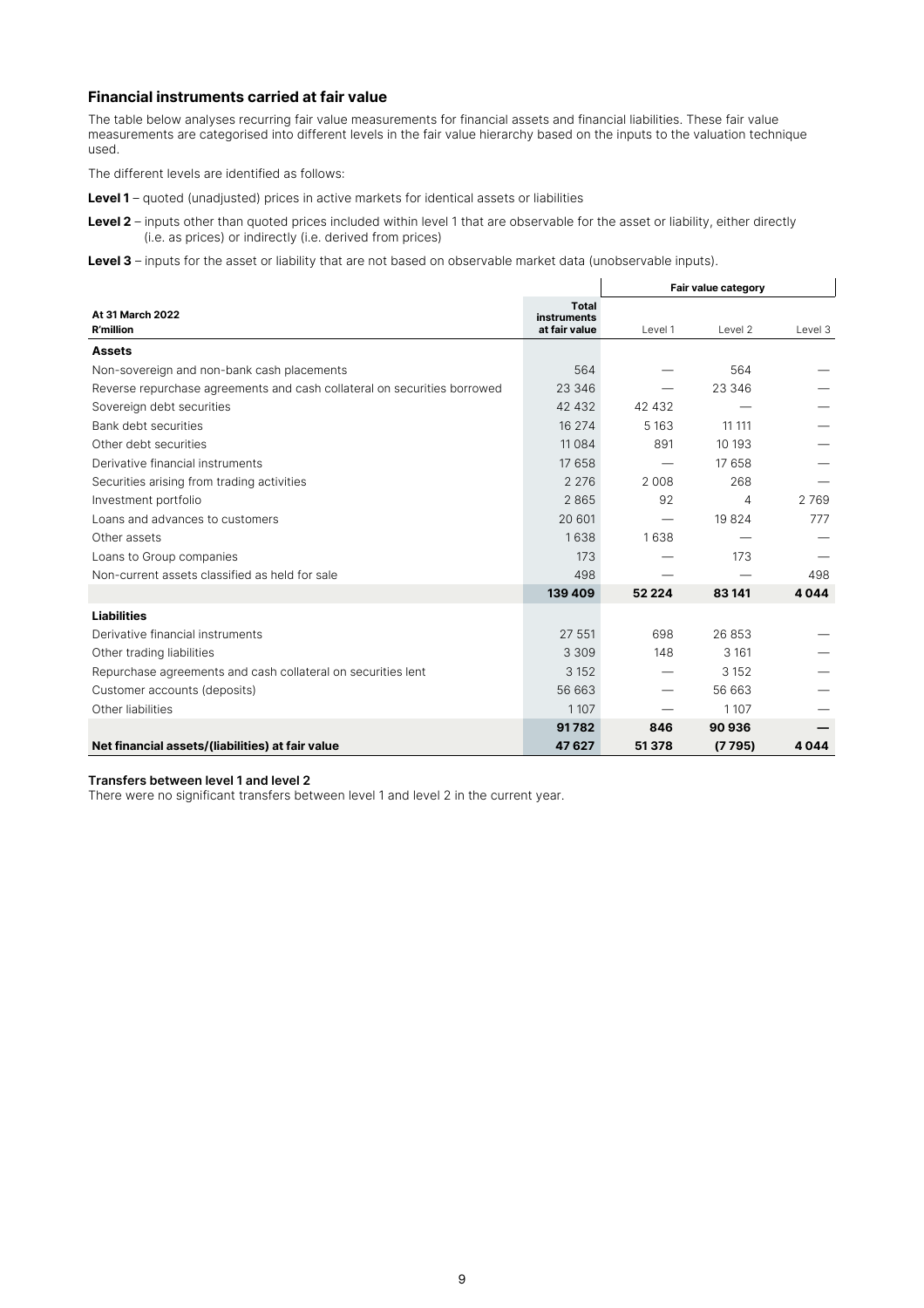## Financial instruments carried at fair value

The table below analyses recurring fair value measurements for financial assets and financial liabilities. These fair value measurements are categorised into different levels in the fair value hierarchy based on the inputs to the valuation technique used.

The different levels are identified as follows:

**Level 1** – quoted (unadjusted) prices in active markets for identical assets or liabilities

**Level 2** – inputs other than quoted prices included within level 1 that are observable for the asset or liability, either directly (i.e. as prices) or indirectly (i.e. derived from prices)

**Level 3** – inputs for the asset or liability that are not based on observable market data (unobservable inputs).

| | | Fair value category | | |
|---|---|---|---|---|
| **At 31 March 2022**<br>**R'million** | **Total instruments at fair value** | Level 1 | Level 2 | Level 3 |
| **Assets** | | | | |
| Non-sovereign and non-bank cash placements | 564 | — | 564 | — |
| Reverse repurchase agreements and cash collateral on securities borrowed | 23 346 | — | 23 346 | — |
| Sovereign debt securities | 42 432 | 42 432 | — | — |
| Bank debt securities | 16 274 | 5 163 | 11 111 | — |
| Other debt securities | 11 084 | 891 | 10 193 | — |
| Derivative financial instruments | 17 658 | — | 17 658 | — |
| Securities arising from trading activities | 2 276 | 2 008 | 268 | — |
| Investment portfolio | 2 865 | 92 | 4 | 2 769 |
| Loans and advances to customers | 20 601 | — | 19 824 | 777 |
| Other assets | 1 638 | 1 638 | — | — |
| Loans to Group companies | 173 | — | 173 | — |
| Non-current assets classified as held for sale | 498 | — | — | 498 |
| | **139 409** | **52 224** | **83 141** | **4 044** |
| **Liabilities** | | | | |
| Derivative financial instruments | 27 551 | 698 | 26 853 | — |
| Other trading liabilities | 3 309 | 148 | 3 161 | — |
| Repurchase agreements and cash collateral on securities lent | 3 152 | — | 3 152 | — |
| Customer accounts (deposits) | 56 663 | — | 56 663 | — |
| Other liabilities | 1 107 | — | 1 107 | — |
| | **91 782** | **846** | **90 936** | **—** |
| **Net financial assets/(liabilities) at fair value** | **47 627** | **51 378** | **(7 795)** | **4 044** |

**Transfers between level 1 and level 2**

There were no significant transfers between level 1 and level 2 in the current year.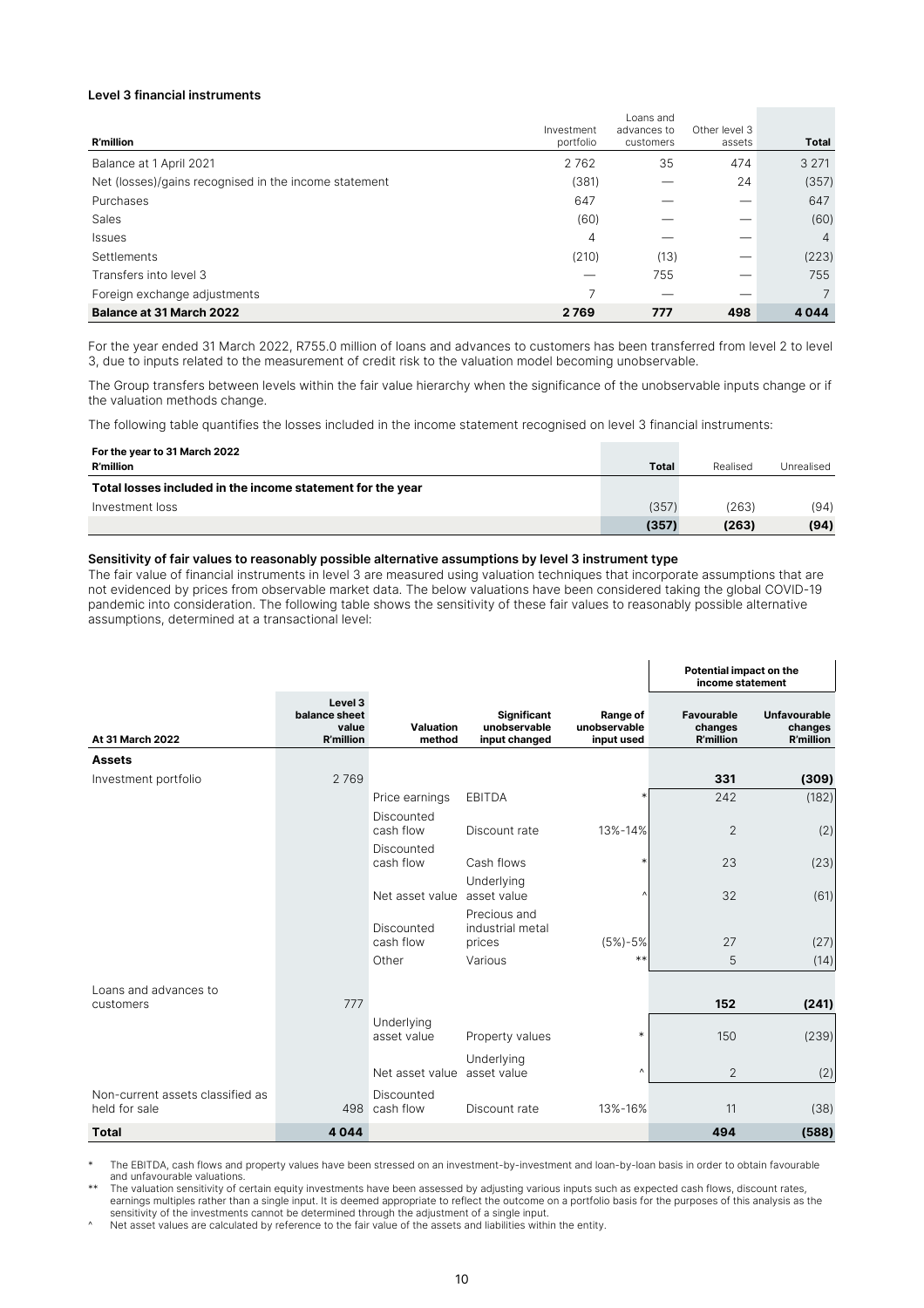**Level 3 financial instruments**

| R'million | Investment portfolio | Loans and advances to customers | Other level 3 assets | Total |
|---|---|---|---|---|
| Balance at 1 April 2021 | 2 762 | 35 | 474 | 3 271 |
| Net (losses)/gains recognised in the income statement | (381) | — | 24 | (357) |
| Purchases | 647 | — | — | 647 |
| Sales | (60) | — | — | (60) |
| Issues | 4 | — | — | 4 |
| Settlements | (210) | (13) | — | (223) |
| Transfers into level 3 | — | 755 | — | 755 |
| Foreign exchange adjustments | 7 | — | — | 7 |
| **Balance at 31 March 2022** | **2 769** | **777** | **498** | **4 044** |

For the year ended 31 March 2022, R755.0 million of loans and advances to customers has been transferred from level 2 to level 3, due to inputs related to the measurement of credit risk to the valuation model becoming unobservable.

The Group transfers between levels within the fair value hierarchy when the significance of the unobservable inputs change or if the valuation methods change.

The following table quantifies the losses included in the income statement recognised on level 3 financial instruments:

| For the year to 31 March 2022 R'million | Total | Realised | Unrealised |
|---|---|---|---|
| **Total losses included in the income statement for the year** | | | |
| Investment loss | (357) | (263) | (94) |
| | **(357)** | **(263)** | **(94)** |

**Sensitivity of fair values to reasonably possible alternative assumptions by level 3 instrument type**

The fair value of financial instruments in level 3 are measured using valuation techniques that incorporate assumptions that are not evidenced by prices from observable market data. The below valuations have been considered taking the global COVID-19 pandemic into consideration. The following table shows the sensitivity of these fair values to reasonably possible alternative assumptions, determined at a transactional level:

| | | | | | Potential impact on the income statement | |
|---|---|---|---|---|---|---|
| **At 31 March 2022** | **Level 3 balance sheet value R'million** | **Valuation method** | **Significant unobservable input changed** | **Range of unobservable input used** | **Favourable changes R'million** | **Unfavourable changes R'million** |
| **Assets** | | | | | | |
| Investment portfolio | 2 769 | | | | **331** | **(309)** |
| | | Price earnings | EBITDA | * | 242 | (182) |
| | | Discounted cash flow | Discount rate | 13%-14% | 2 | (2) |
| | | Discounted cash flow | Cash flows | * | 23 | (23) |
| | | Net asset value | Underlying asset value | ^ | 32 | (61) |
| | | Discounted cash flow | Precious and industrial metal prices | (5%)-5% | 27 | (27) |
| | | Other | Various | ** | 5 | (14) |
| Loans and advances to customers | 777 | | | | **152** | **(241)** |
| | | Underlying asset value | Property values | * | 150 | (239) |
| | | Net asset value | Underlying asset value | ^ | 2 | (2) |
| Non-current assets classified as held for sale | 498 | Discounted cash flow | Discount rate | 13%-16% | 11 | (38) |
| **Total** | **4 044** | | | | **494** | **(588)** |

\* The EBITDA, cash flows and property values have been stressed on an investment-by-investment and loan-by-loan basis in order to obtain favourable and unfavourable valuations.

\*\* The valuation sensitivity of certain equity investments have been assessed by adjusting various inputs such as expected cash flows, discount rates, earnings multiples rather than a single input. It is deemed appropriate to reflect the outcome on a portfolio basis for the purposes of this analysis as the sensitivity of the investments cannot be determined through the adjustment of a single input.

^ Net asset values are calculated by reference to the fair value of the assets and liabilities within the entity.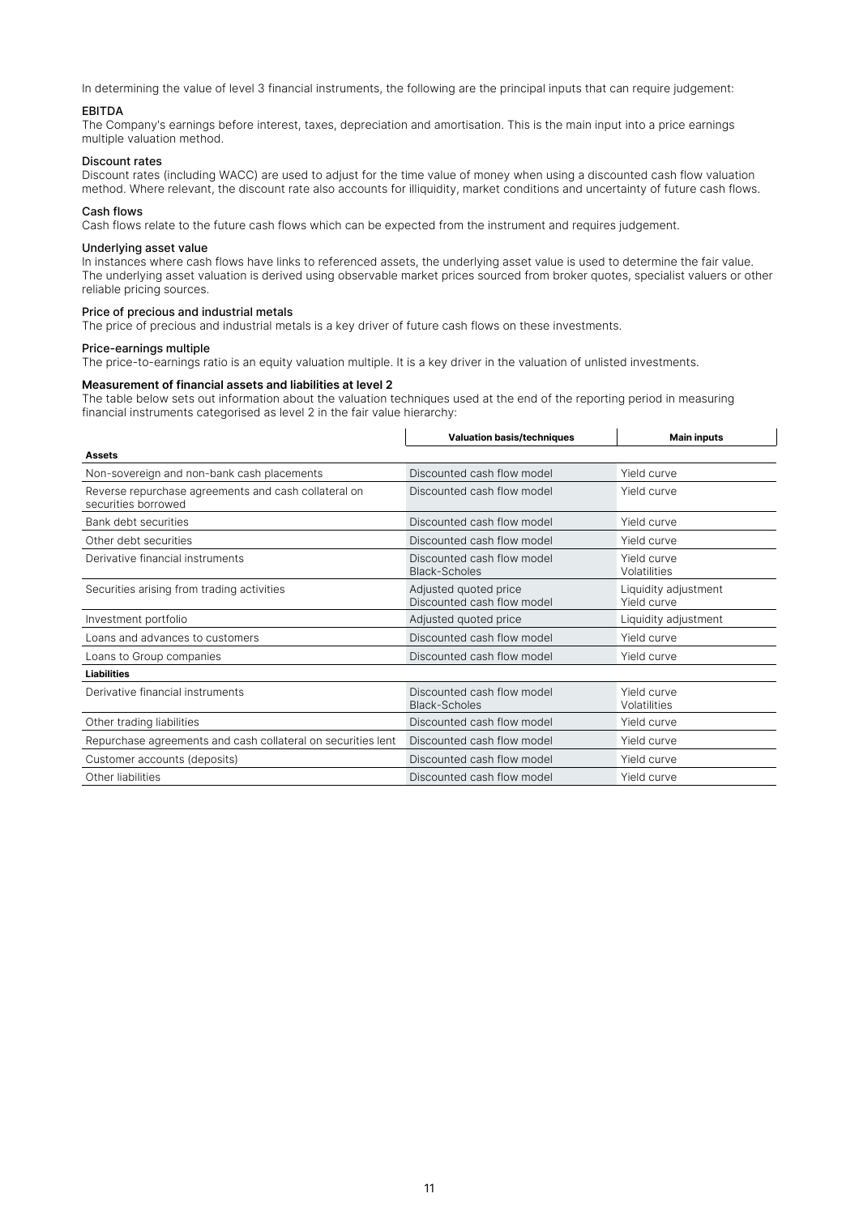In determining the value of level 3 financial instruments, the following are the principal inputs that can require judgement:

### EBITDA

The Company's earnings before interest, taxes, depreciation and amortisation. This is the main input into a price earnings multiple valuation method.

### Discount rates

Discount rates (including WACC) are used to adjust for the time value of money when using a discounted cash flow valuation method. Where relevant, the discount rate also accounts for illiquidity, market conditions and uncertainty of future cash flows.

### Cash flows

Cash flows relate to the future cash flows which can be expected from the instrument and requires judgement.

### Underlying asset value

In instances where cash flows have links to referenced assets, the underlying asset value is used to determine the fair value. The underlying asset valuation is derived using observable market prices sourced from broker quotes, specialist valuers or other reliable pricing sources.

### Price of precious and industrial metals

The price of precious and industrial metals is a key driver of future cash flows on these investments.

### Price-earnings multiple

The price-to-earnings ratio is an equity valuation multiple. It is a key driver in the valuation of unlisted investments.

### Measurement of financial assets and liabilities at level 2

The table below sets out information about the valuation techniques used at the end of the reporting period in measuring financial instruments categorised as level 2 in the fair value hierarchy:

| | Valuation basis/techniques | Main inputs |
|---|---|---|
| **Assets** | | |
| Non-sovereign and non-bank cash placements | Discounted cash flow model | Yield curve |
| Reverse repurchase agreements and cash collateral on securities borrowed | Discounted cash flow model | Yield curve |
| Bank debt securities | Discounted cash flow model | Yield curve |
| Other debt securities | Discounted cash flow model | Yield curve |
| Derivative financial instruments | Discounted cash flow model<br>Black-Scholes | Yield curve<br>Volatilities |
| Securities arising from trading activities | Adjusted quoted price<br>Discounted cash flow model | Liquidity adjustment<br>Yield curve |
| Investment portfolio | Adjusted quoted price | Liquidity adjustment |
| Loans and advances to customers | Discounted cash flow model | Yield curve |
| Loans to Group companies | Discounted cash flow model | Yield curve |
| **Liabilities** | | |
| Derivative financial instruments | Discounted cash flow model<br>Black-Scholes | Yield curve<br>Volatilities |
| Other trading liabilities | Discounted cash flow model | Yield curve |
| Repurchase agreements and cash collateral on securities lent | Discounted cash flow model | Yield curve |
| Customer accounts (deposits) | Discounted cash flow model | Yield curve |
| Other liabilities | Discounted cash flow model | Yield curve |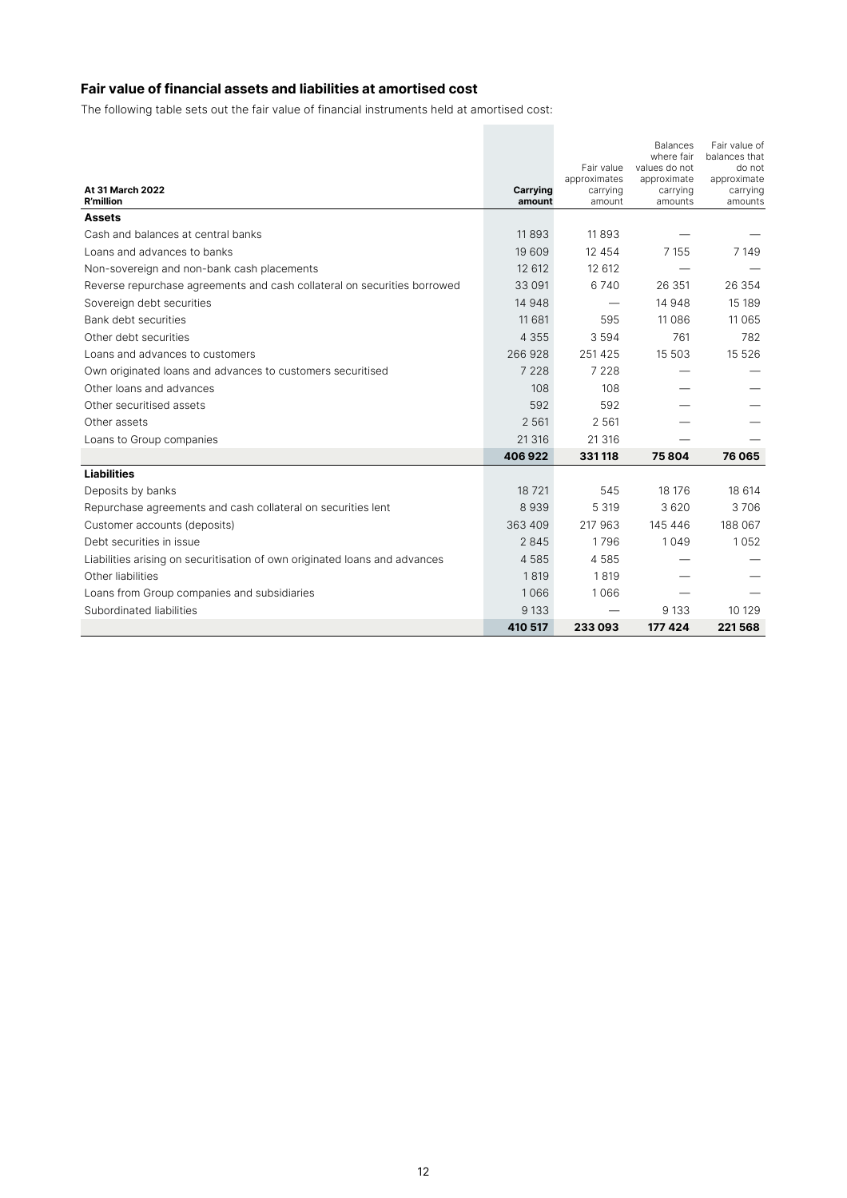## Fair value of financial assets and liabilities at amortised cost

The following table sets out the fair value of financial instruments held at amortised cost:

| At 31 March 2022<br>R'million | Carrying amount | Fair value approximates carrying amount | Balances where fair values do not approximate carrying amounts | Fair value of balances that do not approximate carrying amounts |
|---|---|---|---|---|
| **Assets** | | | | |
| Cash and balances at central banks | 11 893 | 11 893 | — | — |
| Loans and advances to banks | 19 609 | 12 454 | 7 155 | 7 149 |
| Non-sovereign and non-bank cash placements | 12 612 | 12 612 | — | — |
| Reverse repurchase agreements and cash collateral on securities borrowed | 33 091 | 6 740 | 26 351 | 26 354 |
| Sovereign debt securities | 14 948 | — | 14 948 | 15 189 |
| Bank debt securities | 11 681 | 595 | 11 086 | 11 065 |
| Other debt securities | 4 355 | 3 594 | 761 | 782 |
| Loans and advances to customers | 266 928 | 251 425 | 15 503 | 15 526 |
| Own originated loans and advances to customers securitised | 7 228 | 7 228 | — | — |
| Other loans and advances | 108 | 108 | — | — |
| Other securitised assets | 592 | 592 | — | — |
| Other assets | 2 561 | 2 561 | — | — |
| Loans to Group companies | 21 316 | 21 316 | — | — |
| | **406 922** | **331 118** | **75 804** | **76 065** |
| **Liabilities** | | | | |
| Deposits by banks | 18 721 | 545 | 18 176 | 18 614 |
| Repurchase agreements and cash collateral on securities lent | 8 939 | 5 319 | 3 620 | 3 706 |
| Customer accounts (deposits) | 363 409 | 217 963 | 145 446 | 188 067 |
| Debt securities in issue | 2 845 | 1 796 | 1 049 | 1 052 |
| Liabilities arising on securitisation of own originated loans and advances | 4 585 | 4 585 | — | — |
| Other liabilities | 1 819 | 1 819 | — | — |
| Loans from Group companies and subsidiaries | 1 066 | 1 066 | — | — |
| Subordinated liabilities | 9 133 | — | 9 133 | 10 129 |
| | **410 517** | **233 093** | **177 424** | **221 568** |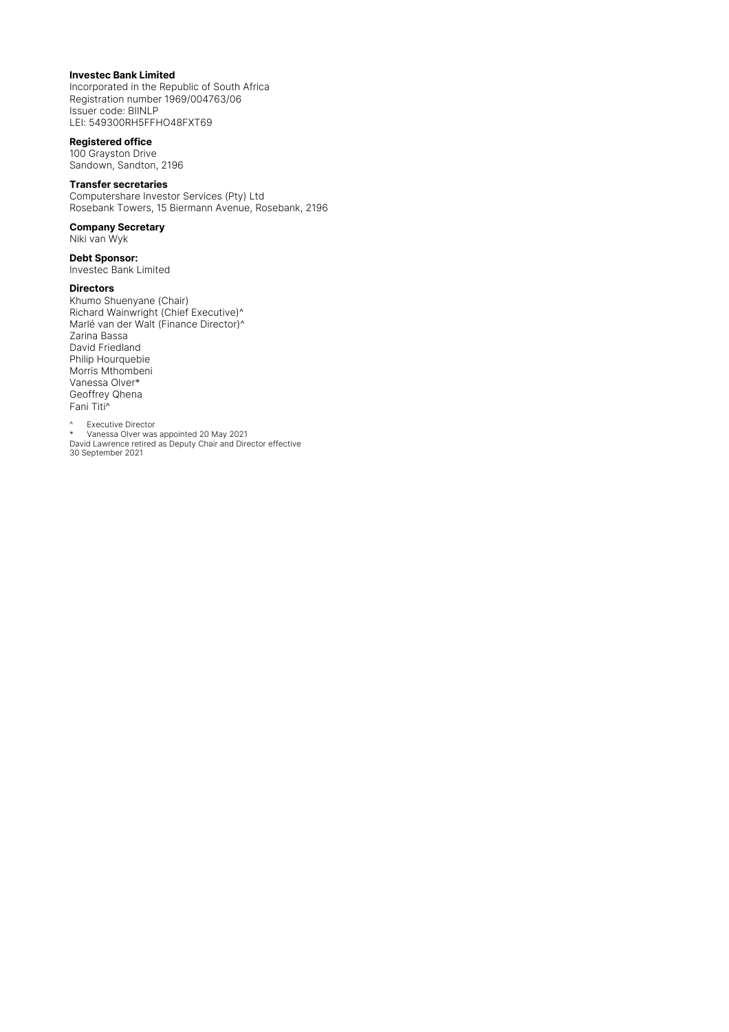**Investec Bank Limited**
Incorporated in the Republic of South Africa
Registration number 1969/004763/06
Issuer code: BIINLP
LEI: 549300RH5FFHO48FXT69

**Registered office**
100 Grayston Drive
Sandown, Sandton, 2196

**Transfer secretaries**
Computershare Investor Services (Pty) Ltd
Rosebank Towers, 15 Biermann Avenue, Rosebank, 2196

**Company Secretary**
Niki van Wyk

**Debt Sponsor:**
Investec Bank Limited

**Directors**
Khumo Shuenyane (Chair)
Richard Wainwright (Chief Executive)^
Marlé van der Walt (Finance Director)^
Zarina Bassa
David Friedland
Philip Hourquebie
Morris Mthombeni
Vanessa Olver*
Geoffrey Qhena
Fani Titi^

^ Executive Director
* Vanessa Olver was appointed 20 May 2021
David Lawrence retired as Deputy Chair and Director effective 30 September 2021